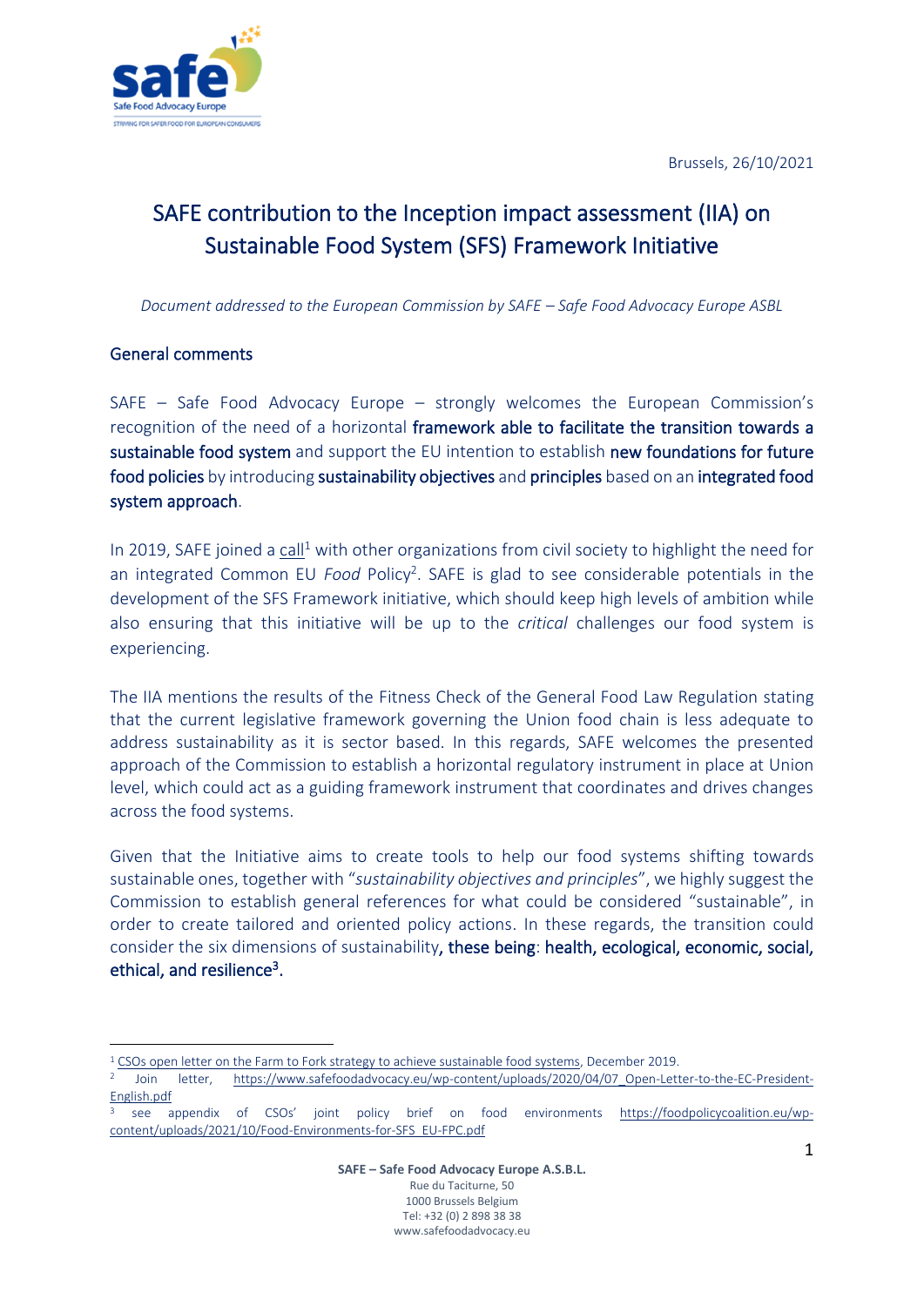Brussels, 26/10/2021

# SAFE contribution to the Inception impact assessment (IIA) on Sustainable Food System (SFS) Framework Initiative

*Document addressed to the European Commission by SAFE – Safe Food Advocacy Europe ASBL*

## General comments

SAFE – Safe Food Advocacy Europe – strongly welcomes the European Commission's recognition of the need of a horizontal **framework able to facilitate the transition towards a sustainable food system** and support the EU intention to establish **new foundations for future food policies** by introducing **sustainability objectives** and **principles** based on an **integrated food system approach**.

In 2019, SAFE joined a call[1] with other organizations from civil society to highlight the need for an integrated Common EU *Food* Policy[2]. SAFE is glad to see considerable potentials in the development of the SFS Framework initiative, which should keep high levels of ambition while also ensuring that this initiative will be up to the *critical* challenges our food system is experiencing.

The IIA mentions the results of the Fitness Check of the General Food Law Regulation stating that the current legislative framework governing the Union food chain is less adequate to address sustainability as it is sector based. In this regards, SAFE welcomes the presented approach of the Commission to establish a horizontal regulatory instrument in place at Union level, which could act as a guiding framework instrument that coordinates and drives changes across the food systems.

Given that the Initiative aims to create tools to help our food systems shifting towards sustainable ones, together with "*sustainability objectives and principles*", we highly suggest the Commission to establish general references for what could be considered "sustainable", in order to create tailored and oriented policy actions. In these regards, the transition could consider the six dimensions of sustainability**, these being**: **health, ecological, economic, social, ethical, and resilience**[3]**.**

---

[1] CSOs open letter on the Farm to Fork strategy to achieve sustainable food systems, December 2019.

[2] Join letter, https://www.safefoodadvocacy.eu/wp-content/uploads/2020/04/07_Open-Letter-to-the-EC-President-English.pdf

[3] see appendix of CSOs' joint policy brief on food environments https://foodpolicycoalition.eu/wp-content/uploads/2021/10/Food-Environments-for-SFS_EU-FPC.pdf

**SAFE – Safe Food Advocacy Europe A.S.B.L.**
Rue du Taciturne, 50
1000 Brussels Belgium
Tel: +32 (0) 2 898 38 38
www.safefoodadvocacy.eu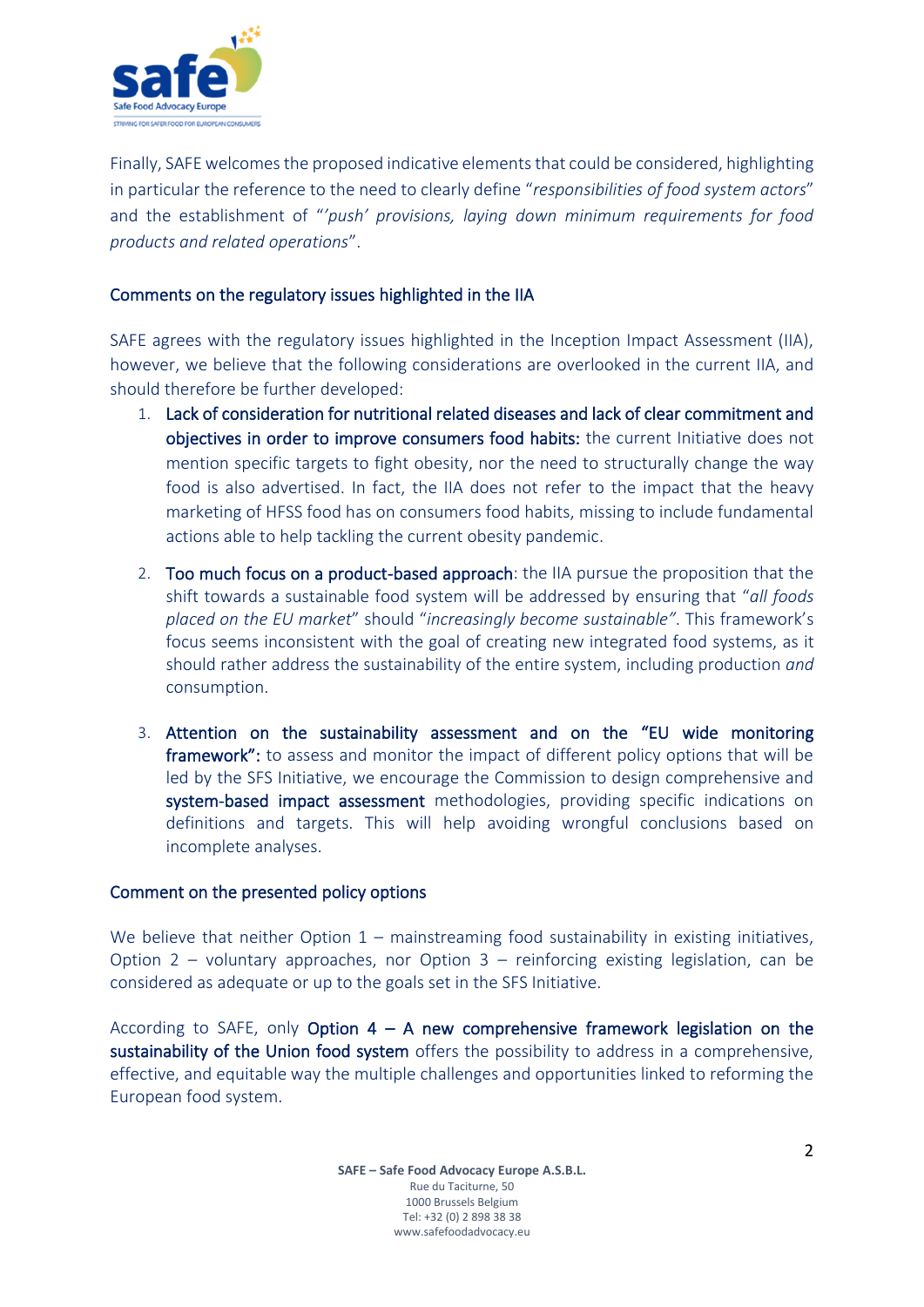Finally, SAFE welcomes the proposed indicative elements that could be considered, highlighting in particular the reference to the need to clearly define "*responsibilities of food system actors*" and the establishment of "*'push' provisions, laying down minimum requirements for food products and related operations*".

## Comments on the regulatory issues highlighted in the IIA

SAFE agrees with the regulatory issues highlighted in the Inception Impact Assessment (IIA), however, we believe that the following considerations are overlooked in the current IIA, and should therefore be further developed:

1. **Lack of consideration for nutritional related diseases and lack of clear commitment and objectives in order to improve consumers food habits:** the current Initiative does not mention specific targets to fight obesity, nor the need to structurally change the way food is also advertised. In fact, the IIA does not refer to the impact that the heavy marketing of HFSS food has on consumers food habits, missing to include fundamental actions able to help tackling the current obesity pandemic.

2. **Too much focus on a product-based approach**: the IIA pursue the proposition that the shift towards a sustainable food system will be addressed by ensuring that "*all foods placed on the EU market*" should "*increasingly become sustainable*". This framework's focus seems inconsistent with the goal of creating new integrated food systems, as it should rather address the sustainability of the entire system, including production *and* consumption.

3. **Attention on the sustainability assessment and on the "EU wide monitoring framework":** to assess and monitor the impact of different policy options that will be led by the SFS Initiative, we encourage the Commission to design comprehensive and **system-based impact assessment** methodologies, providing specific indications on definitions and targets. This will help avoiding wrongful conclusions based on incomplete analyses.

## Comment on the presented policy options

We believe that neither Option 1 – mainstreaming food sustainability in existing initiatives, Option 2 – voluntary approaches, nor Option 3 – reinforcing existing legislation, can be considered as adequate or up to the goals set in the SFS Initiative.

According to SAFE, only **Option 4 – A new comprehensive framework legislation on the sustainability of the Union food system** offers the possibility to address in a comprehensive, effective, and equitable way the multiple challenges and opportunities linked to reforming the European food system.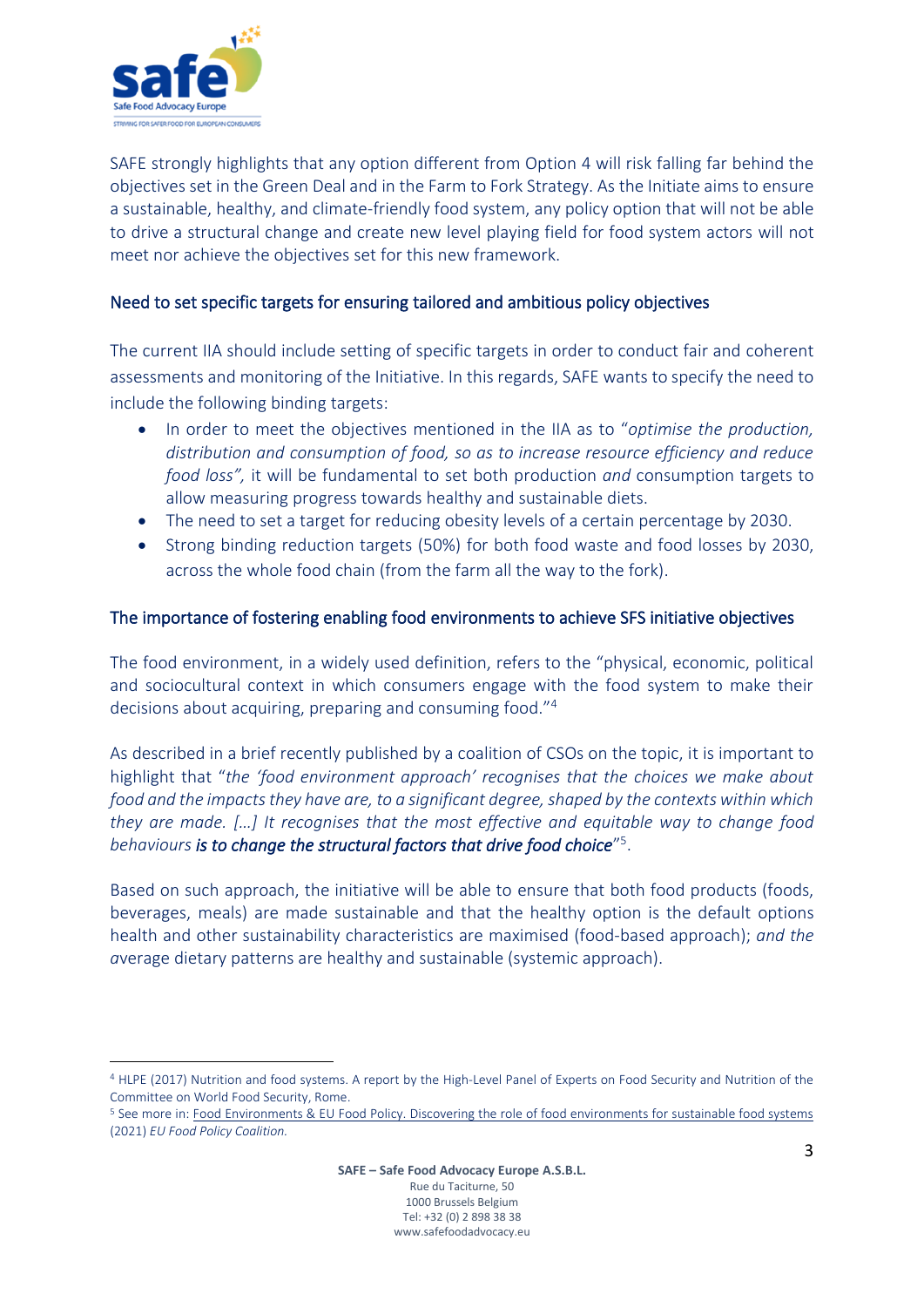SAFE strongly highlights that any option different from Option 4 will risk falling far behind the objectives set in the Green Deal and in the Farm to Fork Strategy. As the Initiate aims to ensure a sustainable, healthy, and climate-friendly food system, any policy option that will not be able to drive a structural change and create new level playing field for food system actors will not meet nor achieve the objectives set for this new framework.

## Need to set specific targets for ensuring tailored and ambitious policy objectives

The current IIA should include setting of specific targets in order to conduct fair and coherent assessments and monitoring of the Initiative. In this regards, SAFE wants to specify the need to include the following binding targets:

- In order to meet the objectives mentioned in the IIA as to "*optimise the production, distribution and consumption of food, so as to increase resource efficiency and reduce food loss",* it will be fundamental to set both production *and* consumption targets to allow measuring progress towards healthy and sustainable diets.
- The need to set a target for reducing obesity levels of a certain percentage by 2030.
- Strong binding reduction targets (50%) for both food waste and food losses by 2030, across the whole food chain (from the farm all the way to the fork).

## The importance of fostering enabling food environments to achieve SFS initiative objectives

The food environment, in a widely used definition, refers to the "physical, economic, political and sociocultural context in which consumers engage with the food system to make their decisions about acquiring, preparing and consuming food."[4]

As described in a brief recently published by a coalition of CSOs on the topic, it is important to highlight that "*the 'food environment approach' recognises that the choices we make about food and the impacts they have are, to a significant degree, shaped by the contexts within which they are made. […] It recognises that the most effective and equitable way to change food behaviours* ***is to change the structural factors that drive food choice***"[5].

Based on such approach, the initiative will be able to ensure that both food products (foods, beverages, meals) are made sustainable and that the healthy option is the default options health and other sustainability characteristics are maximised (food-based approach); *and the a*verage dietary patterns are healthy and sustainable (systemic approach).

---

[4] HLPE (2017) Nutrition and food systems. A report by the High-Level Panel of Experts on Food Security and Nutrition of the Committee on World Food Security, Rome.

[5] See more in: Food Environments & EU Food Policy. Discovering the role of food environments for sustainable food systems (2021) *EU Food Policy Coalition.*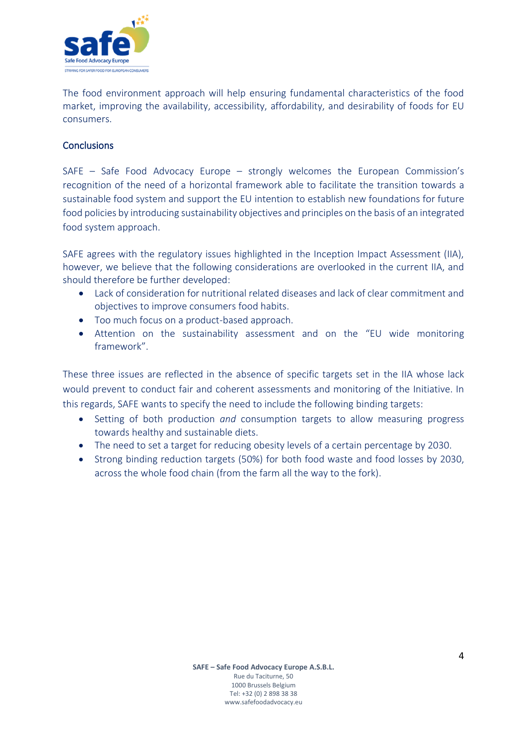The food environment approach will help ensuring fundamental characteristics of the food market, improving the availability, accessibility, affordability, and desirability of foods for EU consumers.

## Conclusions

SAFE – Safe Food Advocacy Europe – strongly welcomes the European Commission's recognition of the need of a horizontal framework able to facilitate the transition towards a sustainable food system and support the EU intention to establish new foundations for future food policies by introducing sustainability objectives and principles on the basis of an integrated food system approach.

SAFE agrees with the regulatory issues highlighted in the Inception Impact Assessment (IIA), however, we believe that the following considerations are overlooked in the current IIA, and should therefore be further developed:

- Lack of consideration for nutritional related diseases and lack of clear commitment and objectives to improve consumers food habits.
- Too much focus on a product-based approach.
- Attention on the sustainability assessment and on the "EU wide monitoring framework".

These three issues are reflected in the absence of specific targets set in the IIA whose lack would prevent to conduct fair and coherent assessments and monitoring of the Initiative. In this regards, SAFE wants to specify the need to include the following binding targets:

- Setting of both production *and* consumption targets to allow measuring progress towards healthy and sustainable diets.
- The need to set a target for reducing obesity levels of a certain percentage by 2030.
- Strong binding reduction targets (50%) for both food waste and food losses by 2030, across the whole food chain (from the farm all the way to the fork).